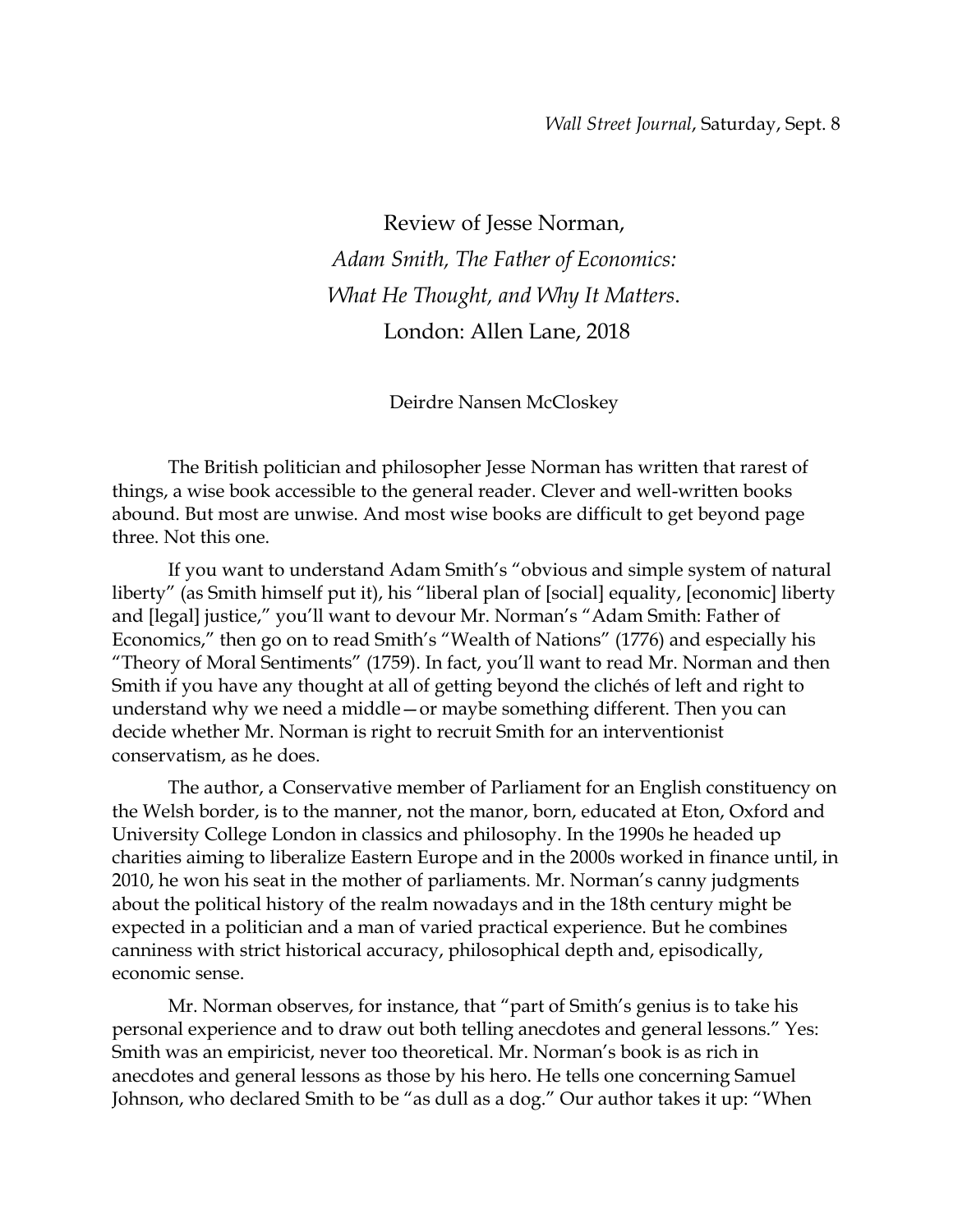*Wall Street Journal*, Saturday, Sept. 8

# Review of Jesse Norman, *Adam Smith, The Father of Economics: What He Thought, and Why It Matters*. London: Allen Lane, 2018

Deirdre Nansen McCloskey

The British politician and philosopher Jesse Norman has written that rarest of things, a wise book accessible to the general reader. Clever and well-written books abound. But most are unwise. And most wise books are difficult to get beyond page three. Not this one.

If you want to understand Adam Smith's "obvious and simple system of natural liberty" (as Smith himself put it), his "liberal plan of [social] equality, [economic] liberty and [legal] justice," you'll want to devour Mr. Norman's "Adam Smith: Father of Economics," then go on to read Smith's "Wealth of Nations" (1776) and especially his "Theory of Moral Sentiments" (1759). In fact, you'll want to read Mr. Norman and then Smith if you have any thought at all of getting beyond the clichés of left and right to understand why we need a middle—or maybe something different. Then you can decide whether Mr. Norman is right to recruit Smith for an interventionist conservatism, as he does.

The author, a Conservative member of Parliament for an English constituency on the Welsh border, is to the manner, not the manor, born, educated at Eton, Oxford and University College London in classics and philosophy. In the 1990s he headed up charities aiming to liberalize Eastern Europe and in the 2000s worked in finance until, in 2010, he won his seat in the mother of parliaments. Mr. Norman's canny judgments about the political history of the realm nowadays and in the 18th century might be expected in a politician and a man of varied practical experience. But he combines canniness with strict historical accuracy, philosophical depth and, episodically, economic sense.

Mr. Norman observes, for instance, that "part of Smith's genius is to take his personal experience and to draw out both telling anecdotes and general lessons." Yes: Smith was an empiricist, never too theoretical. Mr. Norman's book is as rich in anecdotes and general lessons as those by his hero. He tells one concerning Samuel Johnson, who declared Smith to be "as dull as a dog." Our author takes it up: "When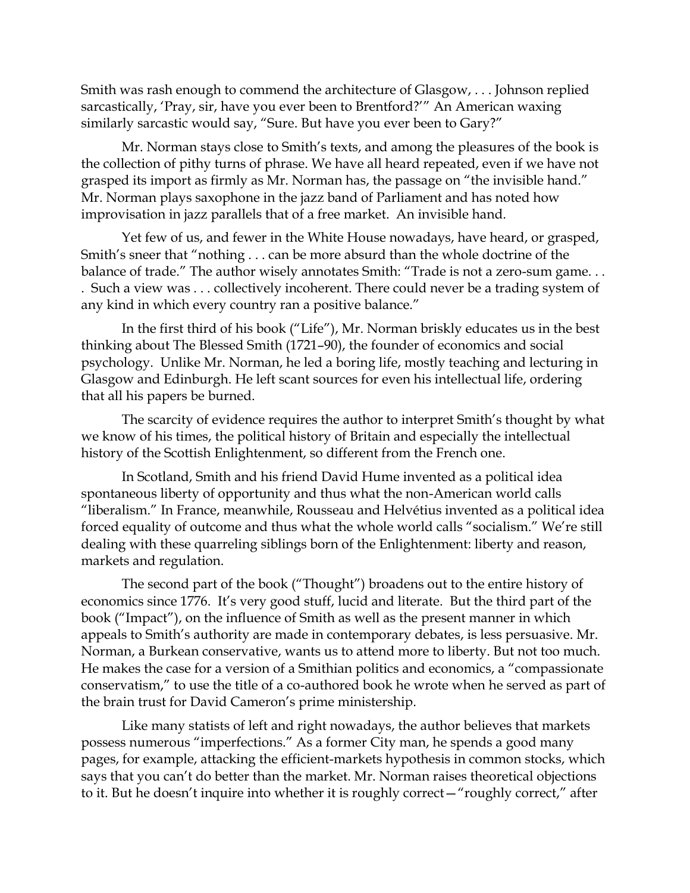Smith was rash enough to commend the architecture of Glasgow, . . . Johnson replied sarcastically, 'Pray, sir, have you ever been to Brentford?'" An American waxing similarly sarcastic would say, "Sure. But have you ever been to Gary?"

Mr. Norman stays close to Smith's texts, and among the pleasures of the book is the collection of pithy turns of phrase. We have all heard repeated, even if we have not grasped its import as firmly as Mr. Norman has, the passage on "the invisible hand." Mr. Norman plays saxophone in the jazz band of Parliament and has noted how improvisation in jazz parallels that of a free market. An invisible hand.

Yet few of us, and fewer in the White House nowadays, have heard, or grasped, Smith's sneer that "nothing . . . can be more absurd than the whole doctrine of the balance of trade." The author wisely annotates Smith: "Trade is not a zero-sum game. . . . Such a view was . . . collectively incoherent. There could never be a trading system of any kind in which every country ran a positive balance."

In the first third of his book ("Life"), Mr. Norman briskly educates us in the best thinking about The Blessed Smith (1721–90), the founder of economics and social psychology. Unlike Mr. Norman, he led a boring life, mostly teaching and lecturing in Glasgow and Edinburgh. He left scant sources for even his intellectual life, ordering that all his papers be burned.

The scarcity of evidence requires the author to interpret Smith's thought by what we know of his times, the political history of Britain and especially the intellectual history of the Scottish Enlightenment, so different from the French one.

In Scotland, Smith and his friend David Hume invented as a political idea spontaneous liberty of opportunity and thus what the non-American world calls "liberalism." In France, meanwhile, Rousseau and Helvétius invented as a political idea forced equality of outcome and thus what the whole world calls "socialism." We're still dealing with these quarreling siblings born of the Enlightenment: liberty and reason, markets and regulation.

The second part of the book ("Thought") broadens out to the entire history of economics since 1776. It's very good stuff, lucid and literate. But the third part of the book ("Impact"), on the influence of Smith as well as the present manner in which appeals to Smith's authority are made in contemporary debates, is less persuasive. Mr. Norman, a Burkean conservative, wants us to attend more to liberty. But not too much. He makes the case for a version of a Smithian politics and economics, a "compassionate conservatism," to use the title of a co-authored book he wrote when he served as part of the brain trust for David Cameron's prime ministership.

Like many statists of left and right nowadays, the author believes that markets possess numerous "imperfections." As a former City man, he spends a good many pages, for example, attacking the efficient-markets hypothesis in common stocks, which says that you can't do better than the market. Mr. Norman raises theoretical objections to it. But he doesn't inquire into whether it is roughly correct—"roughly correct," after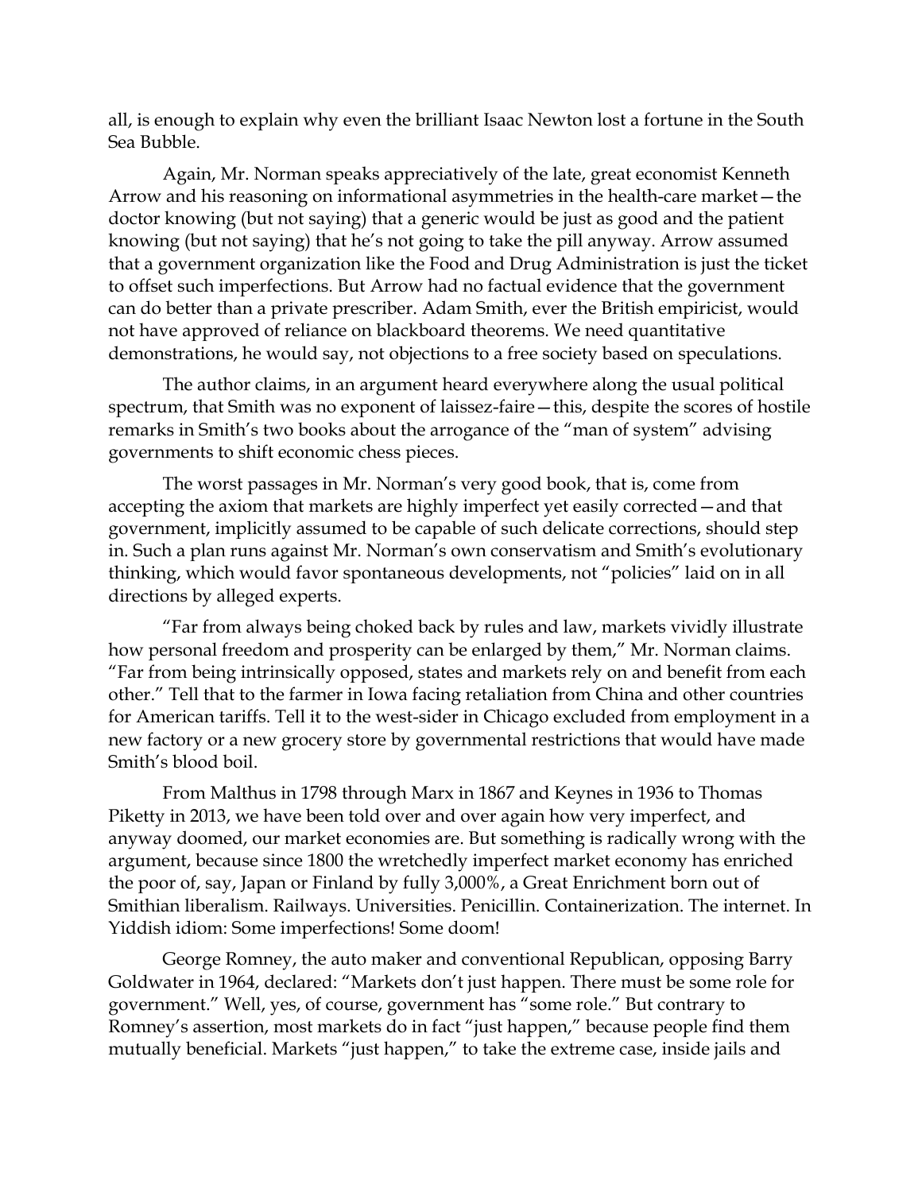all, is enough to explain why even the brilliant Isaac Newton lost a fortune in the South Sea Bubble.

Again, Mr. Norman speaks appreciatively of the late, great economist Kenneth Arrow and his reasoning on informational asymmetries in the health-care market—the doctor knowing (but not saying) that a generic would be just as good and the patient knowing (but not saying) that he's not going to take the pill anyway. Arrow assumed that a government organization like the Food and Drug Administration is just the ticket to offset such imperfections. But Arrow had no factual evidence that the government can do better than a private prescriber. Adam Smith, ever the British empiricist, would not have approved of reliance on blackboard theorems. We need quantitative demonstrations, he would say, not objections to a free society based on speculations.

The author claims, in an argument heard everywhere along the usual political spectrum, that Smith was no exponent of laissez-faire—this, despite the scores of hostile remarks in Smith's two books about the arrogance of the "man of system" advising governments to shift economic chess pieces.

The worst passages in Mr. Norman's very good book, that is, come from accepting the axiom that markets are highly imperfect yet easily corrected—and that government, implicitly assumed to be capable of such delicate corrections, should step in. Such a plan runs against Mr. Norman's own conservatism and Smith's evolutionary thinking, which would favor spontaneous developments, not "policies" laid on in all directions by alleged experts.

"Far from always being choked back by rules and law, markets vividly illustrate how personal freedom and prosperity can be enlarged by them," Mr. Norman claims. "Far from being intrinsically opposed, states and markets rely on and benefit from each other." Tell that to the farmer in Iowa facing retaliation from China and other countries for American tariffs. Tell it to the west-sider in Chicago excluded from employment in a new factory or a new grocery store by governmental restrictions that would have made Smith's blood boil.

From Malthus in 1798 through Marx in 1867 and Keynes in 1936 to Thomas Piketty in 2013, we have been told over and over again how very imperfect, and anyway doomed, our market economies are. But something is radically wrong with the argument, because since 1800 the wretchedly imperfect market economy has enriched the poor of, say, Japan or Finland by fully 3,000%, a Great Enrichment born out of Smithian liberalism. Railways. Universities. Penicillin. Containerization. The internet. In Yiddish idiom: Some imperfections! Some doom!

George Romney, the auto maker and conventional Republican, opposing Barry Goldwater in 1964, declared: "Markets don't just happen. There must be some role for government." Well, yes, of course, government has "some role." But contrary to Romney's assertion, most markets do in fact "just happen," because people find them mutually beneficial. Markets "just happen," to take the extreme case, inside jails and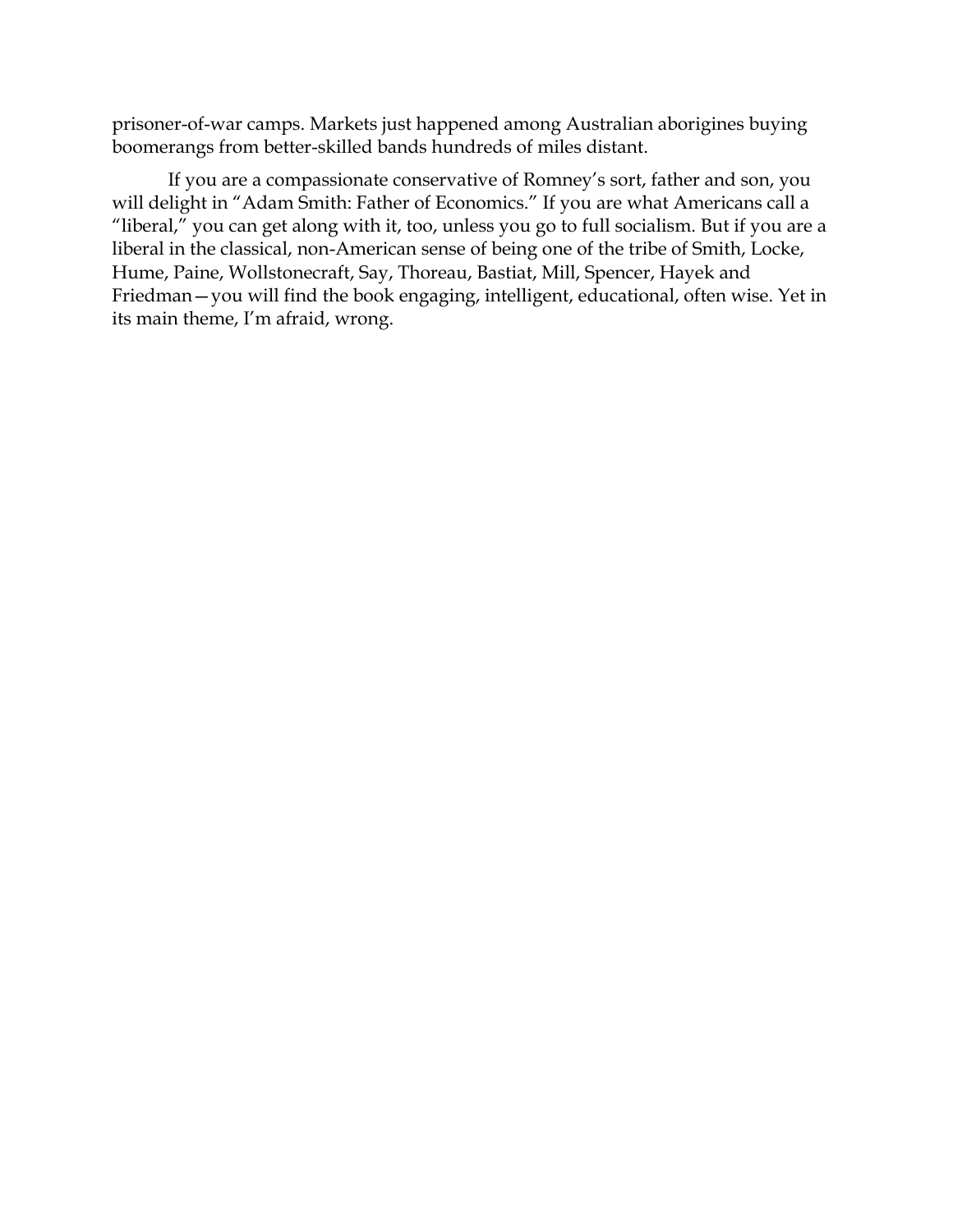prisoner-of-war camps. Markets just happened among Australian aborigines buying boomerangs from better-skilled bands hundreds of miles distant.

If you are a compassionate conservative of Romney's sort, father and son, you will delight in "Adam Smith: Father of Economics." If you are what Americans call a "liberal," you can get along with it, too, unless you go to full socialism. But if you are a liberal in the classical, non-American sense of being one of the tribe of Smith, Locke, Hume, Paine, Wollstonecraft, Say, Thoreau, Bastiat, Mill, Spencer, Hayek and Friedman—you will find the book engaging, intelligent, educational, often wise. Yet in its main theme, I'm afraid, wrong.